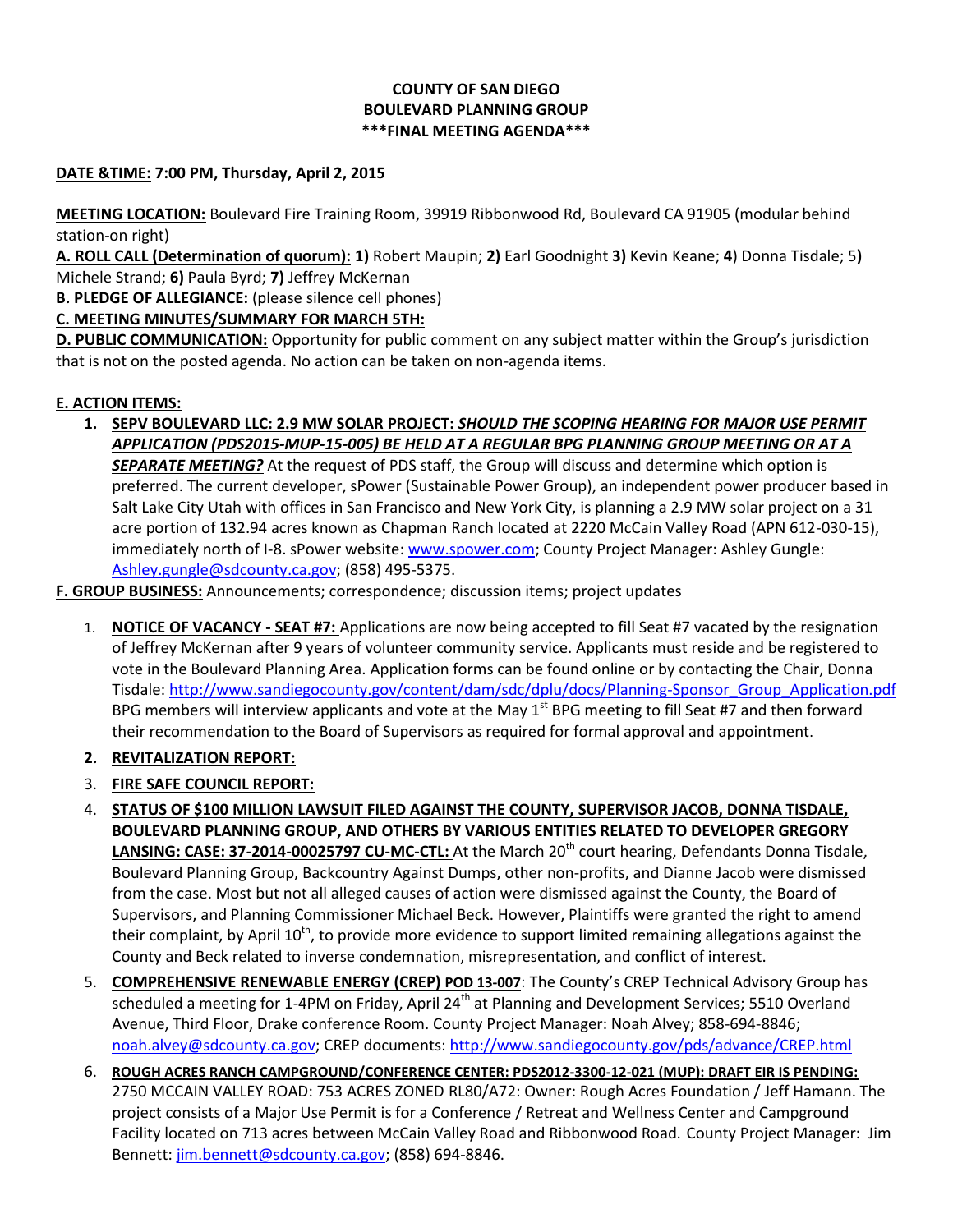**COUNTY OF SAN DIEGO**
**BOULEVARD PLANNING GROUP**
**\*\*\*FINAL MEETING AGENDA\*\*\***

**DATE &TIME: 7:00 PM, Thursday, April 2, 2015**

**MEETING LOCATION:** Boulevard Fire Training Room, 39919 Ribbonwood Rd, Boulevard CA 91905 (modular behind station-on right)

**A. ROLL CALL (Determination of quorum): 1)** Robert Maupin; **2)** Earl Goodnight **3)** Kevin Keane; **4**) Donna Tisdale; 5**)** Michele Strand; **6)** Paula Byrd; **7)** Jeffrey McKernan

**B. PLEDGE OF ALLEGIANCE:** (please silence cell phones)

**C. MEETING MINUTES/SUMMARY FOR MARCH 5TH:**

**D. PUBLIC COMMUNICATION:** Opportunity for public comment on any subject matter within the Group's jurisdiction that is not on the posted agenda. No action can be taken on non-agenda items.

**E. ACTION ITEMS:**

1. **SEPV BOULEVARD LLC: 2.9 MW SOLAR PROJECT:** ***SHOULD THE SCOPING HEARING FOR MAJOR USE PERMIT APPLICATION (PDS2015-MUP-15-005) BE HELD AT A REGULAR BPG PLANNING GROUP MEETING OR AT A SEPARATE MEETING?*** At the request of PDS staff, the Group will discuss and determine which option is preferred. The current developer, sPower (Sustainable Power Group), an independent power producer based in Salt Lake City Utah with offices in San Francisco and New York City, is planning a 2.9 MW solar project on a 31 acre portion of 132.94 acres known as Chapman Ranch located at 2220 McCain Valley Road (APN 612-030-15), immediately north of I-8. sPower website: www.spower.com; County Project Manager: Ashley Gungle: Ashley.gungle@sdcounty.ca.gov; (858) 495-5375.

**F. GROUP BUSINESS:** Announcements; correspondence; discussion items; project updates

1. **NOTICE OF VACANCY - SEAT #7:** Applications are now being accepted to fill Seat #7 vacated by the resignation of Jeffrey McKernan after 9 years of volunteer community service. Applicants must reside and be registered to vote in the Boulevard Planning Area. Application forms can be found online or by contacting the Chair, Donna Tisdale: http://www.sandiegocounty.gov/content/dam/sdc/dplu/docs/Planning-Sponsor_Group_Application.pdf BPG members will interview applicants and vote at the May 1st BPG meeting to fill Seat #7 and then forward their recommendation to the Board of Supervisors as required for formal approval and appointment.
2. **REVITALIZATION REPORT:**
3. **FIRE SAFE COUNCIL REPORT:**
4. **STATUS OF $100 MILLION LAWSUIT FILED AGAINST THE COUNTY, SUPERVISOR JACOB, DONNA TISDALE, BOULEVARD PLANNING GROUP, AND OTHERS BY VARIOUS ENTITIES RELATED TO DEVELOPER GREGORY LANSING: CASE: 37-2014-00025797 CU-MC-CTL:** At the March 20th court hearing, Defendants Donna Tisdale, Boulevard Planning Group, Backcountry Against Dumps, other non-profits, and Dianne Jacob were dismissed from the case. Most but not all alleged causes of action were dismissed against the County, the Board of Supervisors, and Planning Commissioner Michael Beck. However, Plaintiffs were granted the right to amend their complaint, by April 10th, to provide more evidence to support limited remaining allegations against the County and Beck related to inverse condemnation, misrepresentation, and conflict of interest.
5. **COMPREHENSIVE RENEWABLE ENERGY (CREP) POD 13-007**: The County's CREP Technical Advisory Group has scheduled a meeting for 1-4PM on Friday, April 24th at Planning and Development Services; 5510 Overland Avenue, Third Floor, Drake conference Room. County Project Manager: Noah Alvey; 858-694-8846; noah.alvey@sdcounty.ca.gov; CREP documents: http://www.sandiegocounty.gov/pds/advance/CREP.html
6. **ROUGH ACRES RANCH CAMPGROUND/CONFERENCE CENTER: PDS2012-3300-12-021 (MUP): DRAFT EIR IS PENDING:** 2750 MCCAIN VALLEY ROAD: 753 ACRES ZONED RL80/A72: Owner: Rough Acres Foundation / Jeff Hamann. The project consists of a Major Use Permit is for a Conference / Retreat and Wellness Center and Campground Facility located on 713 acres between McCain Valley Road and Ribbonwood Road. County Project Manager: Jim Bennett: jim.bennett@sdcounty.ca.gov; (858) 694-8846.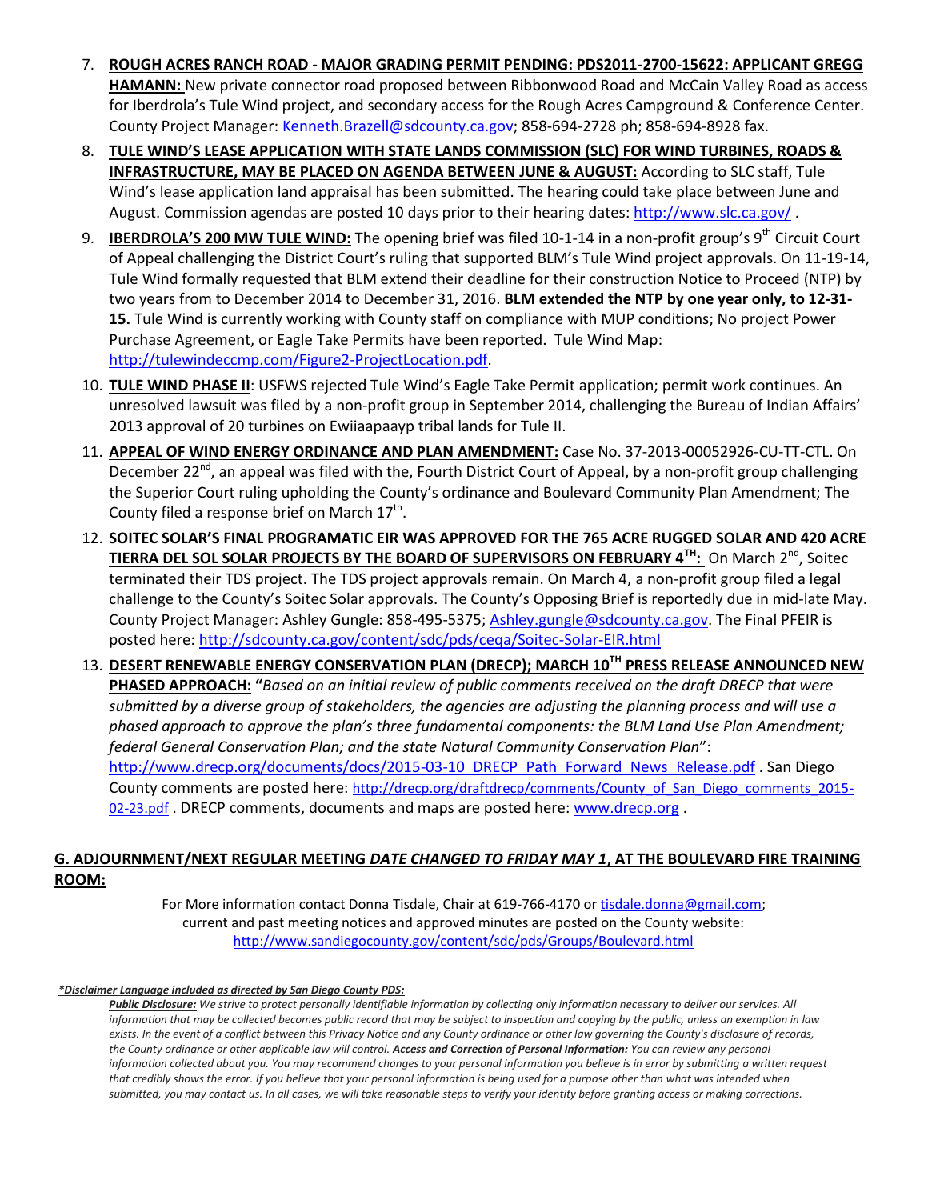7. **ROUGH ACRES RANCH ROAD - MAJOR GRADING PERMIT PENDING: PDS2011-2700-15622: APPLICANT GREGG HAMANN:** New private connector road proposed between Ribbonwood Road and McCain Valley Road as access for Iberdrola's Tule Wind project, and secondary access for the Rough Acres Campground & Conference Center. County Project Manager: Kenneth.Brazell@sdcounty.ca.gov; 858-694-2728 ph; 858-694-8928 fax.
8. **TULE WIND'S LEASE APPLICATION WITH STATE LANDS COMMISSION (SLC) FOR WIND TURBINES, ROADS & INFRASTRUCTURE, MAY BE PLACED ON AGENDA BETWEEN JUNE & AUGUST:** According to SLC staff, Tule Wind's lease application land appraisal has been submitted. The hearing could take place between June and August. Commission agendas are posted 10 days prior to their hearing dates: http://www.slc.ca.gov/ .
9. **IBERDROLA'S 200 MW TULE WIND:** The opening brief was filed 10-1-14 in a non-profit group's 9th Circuit Court of Appeal challenging the District Court's ruling that supported BLM's Tule Wind project approvals. On 11-19-14, Tule Wind formally requested that BLM extend their deadline for their construction Notice to Proceed (NTP) by two years from to December 2014 to December 31, 2016. **BLM extended the NTP by one year only, to 12-31-15.** Tule Wind is currently working with County staff on compliance with MUP conditions; No project Power Purchase Agreement, or Eagle Take Permits have been reported. Tule Wind Map: http://tulewindeccmp.com/Figure2-ProjectLocation.pdf.
10. **TULE WIND PHASE II**: USFWS rejected Tule Wind's Eagle Take Permit application; permit work continues. An unresolved lawsuit was filed by a non-profit group in September 2014, challenging the Bureau of Indian Affairs' 2013 approval of 20 turbines on Ewiiaapaayp tribal lands for Tule II.
11. **APPEAL OF WIND ENERGY ORDINANCE AND PLAN AMENDMENT:** Case No. 37-2013-00052926-CU-TT-CTL. On December 22nd, an appeal was filed with the, Fourth District Court of Appeal, by a non-profit group challenging the Superior Court ruling upholding the County's ordinance and Boulevard Community Plan Amendment; The County filed a response brief on March 17th.
12. **SOITEC SOLAR'S FINAL PROGRAMATIC EIR WAS APPROVED FOR THE 765 ACRE RUGGED SOLAR AND 420 ACRE TIERRA DEL SOL SOLAR PROJECTS BY THE BOARD OF SUPERVISORS ON FEBRUARY 4TH:** On March 2nd, Soitec terminated their TDS project. The TDS project approvals remain. On March 4, a non-profit group filed a legal challenge to the County's Soitec Solar approvals. The County's Opposing Brief is reportedly due in mid-late May. County Project Manager: Ashley Gungle: 858-495-5375; Ashley.gungle@sdcounty.ca.gov. The Final PFEIR is posted here: http://sdcounty.ca.gov/content/sdc/pds/ceqa/Soitec-Solar-EIR.html
13. **DESERT RENEWABLE ENERGY CONSERVATION PLAN (DRECP); MARCH 10TH PRESS RELEASE ANNOUNCED NEW PHASED APPROACH: "***Based on an initial review of public comments received on the draft DRECP that were submitted by a diverse group of stakeholders, the agencies are adjusting the planning process and will use a phased approach to approve the plan's three fundamental components: the BLM Land Use Plan Amendment; federal General Conservation Plan; and the state Natural Community Conservation Plan*": http://www.drecp.org/documents/docs/2015-03-10_DRECP_Path_Forward_News_Release.pdf . San Diego County comments are posted here: http://drecp.org/draftdrecp/comments/County_of_San_Diego_comments_2015-02-23.pdf . DRECP comments, documents and maps are posted here: www.drecp.org .

**G. ADJOURNMENT/NEXT REGULAR MEETING *DATE CHANGED TO FRIDAY MAY 1*, AT THE BOULEVARD FIRE TRAINING ROOM:**

For More information contact Donna Tisdale, Chair at 619-766-4170 or tisdale.donna@gmail.com; current and past meeting notices and approved minutes are posted on the County website: http://www.sandiegocounty.gov/content/sdc/pds/Groups/Boulevard.html

***Disclaimer Language included as directed by San Diego County PDS:***

***Public Disclosure:*** *We strive to protect personally identifiable information by collecting only information necessary to deliver our services. All information that may be collected becomes public record that may be subject to inspection and copying by the public, unless an exemption in law exists. In the event of a conflict between this Privacy Notice and any County ordinance or other law governing the County's disclosure of records, the County ordinance or other applicable law will control.* ***Access and Correction of Personal Information:*** *You can review any personal information collected about you. You may recommend changes to your personal information you believe is in error by submitting a written request that credibly shows the error. If you believe that your personal information is being used for a purpose other than what was intended when submitted, you may contact us. In all cases, we will take reasonable steps to verify your identity before granting access or making corrections.*